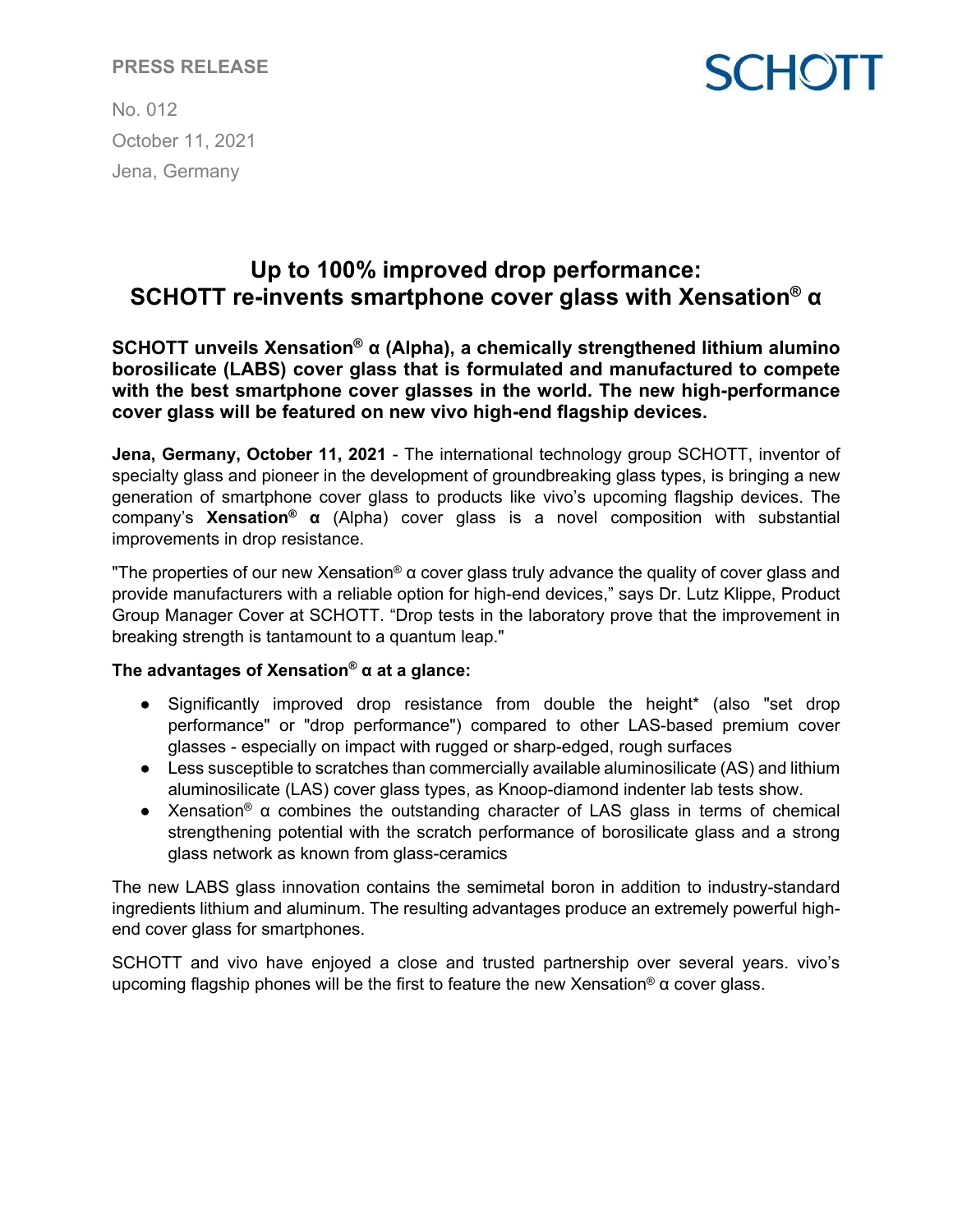**PRESS RELEASE**

No. 012
October 11, 2021
Jena, Germany

# Up to 100% improved drop performance: SCHOTT re-invents smartphone cover glass with Xensation® α

**SCHOTT unveils Xensation® α (Alpha), a chemically strengthened lithium alumino borosilicate (LABS) cover glass that is formulated and manufactured to compete with the best smartphone cover glasses in the world. The new high-performance cover glass will be featured on new vivo high-end flagship devices.**

**Jena, Germany, October 11, 2021** - The international technology group SCHOTT, inventor of specialty glass and pioneer in the development of groundbreaking glass types, is bringing a new generation of smartphone cover glass to products like vivo's upcoming flagship devices. The company's **Xensation® α** (Alpha) cover glass is a novel composition with substantial improvements in drop resistance.

"The properties of our new Xensation® α cover glass truly advance the quality of cover glass and provide manufacturers with a reliable option for high-end devices," says Dr. Lutz Klippe, Product Group Manager Cover at SCHOTT. "Drop tests in the laboratory prove that the improvement in breaking strength is tantamount to a quantum leap."

**The advantages of Xensation® α at a glance:**

- Significantly improved drop resistance from double the height* (also "set drop performance" or "drop performance") compared to other LAS-based premium cover glasses - especially on impact with rugged or sharp-edged, rough surfaces
- Less susceptible to scratches than commercially available aluminosilicate (AS) and lithium aluminosilicate (LAS) cover glass types, as Knoop-diamond indenter lab tests show.
- Xensation® α combines the outstanding character of LAS glass in terms of chemical strengthening potential with the scratch performance of borosilicate glass and a strong glass network as known from glass-ceramics

The new LABS glass innovation contains the semimetal boron in addition to industry-standard ingredients lithium and aluminum. The resulting advantages produce an extremely powerful high-end cover glass for smartphones.

SCHOTT and vivo have enjoyed a close and trusted partnership over several years. vivo's upcoming flagship phones will be the first to feature the new Xensation® α cover glass.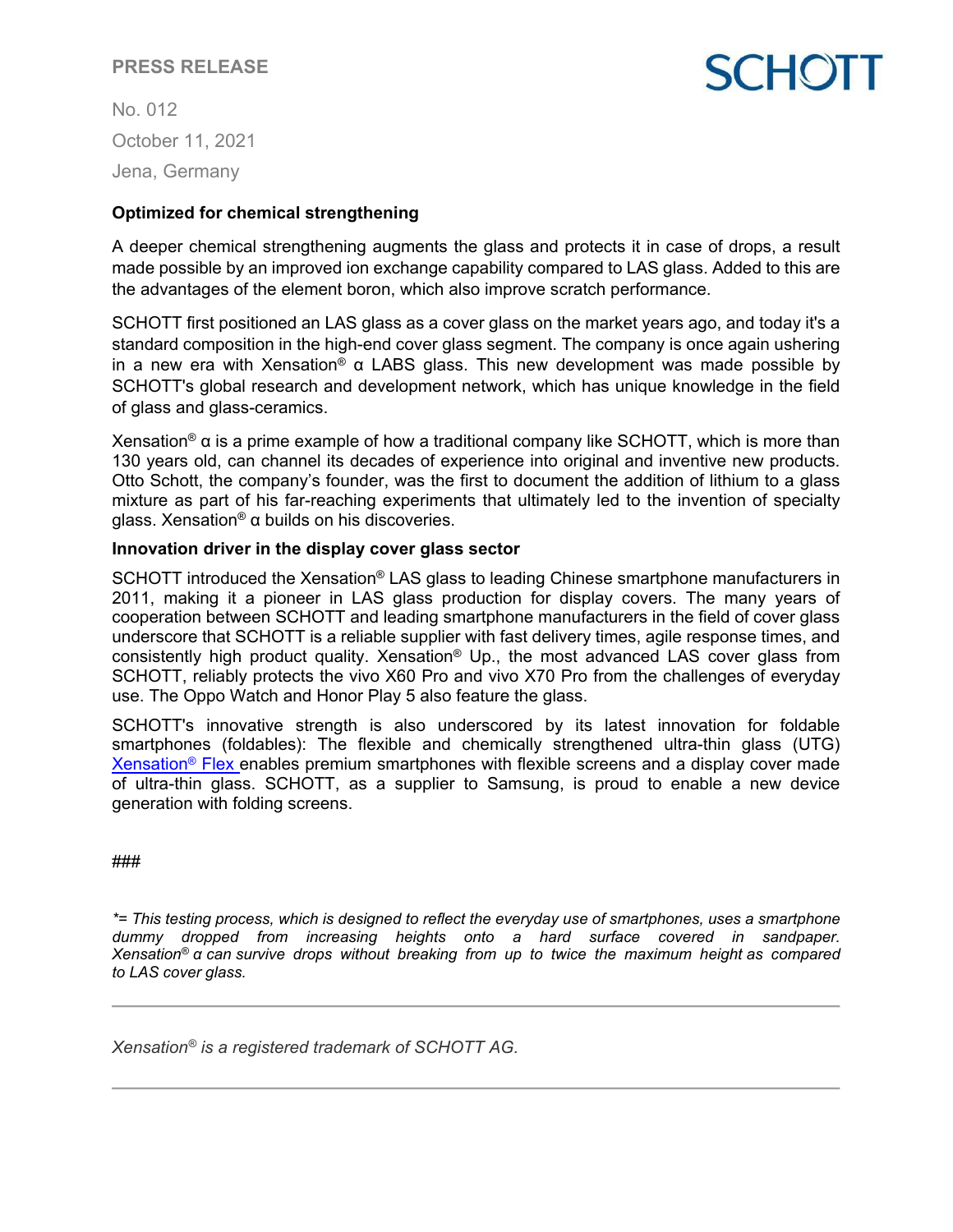**Optimized for chemical strengthening**

A deeper chemical strengthening augments the glass and protects it in case of drops, a result made possible by an improved ion exchange capability compared to LAS glass. Added to this are the advantages of the element boron, which also improve scratch performance.

SCHOTT first positioned an LAS glass as a cover glass on the market years ago, and today it's a standard composition in the high-end cover glass segment. The company is once again ushering in a new era with Xensation® α LABS glass. This new development was made possible by SCHOTT's global research and development network, which has unique knowledge in the field of glass and glass-ceramics.

Xensation® α is a prime example of how a traditional company like SCHOTT, which is more than 130 years old, can channel its decades of experience into original and inventive new products. Otto Schott, the company's founder, was the first to document the addition of lithium to a glass mixture as part of his far-reaching experiments that ultimately led to the invention of specialty glass. Xensation® α builds on his discoveries.

**Innovation driver in the display cover glass sector**

SCHOTT introduced the Xensation® LAS glass to leading Chinese smartphone manufacturers in 2011, making it a pioneer in LAS glass production for display covers. The many years of cooperation between SCHOTT and leading smartphone manufacturers in the field of cover glass underscore that SCHOTT is a reliable supplier with fast delivery times, agile response times, and consistently high product quality. Xensation® Up., the most advanced LAS cover glass from SCHOTT, reliably protects the vivo X60 Pro and vivo X70 Pro from the challenges of everyday use. The Oppo Watch and Honor Play 5 also feature the glass.

SCHOTT's innovative strength is also underscored by its latest innovation for foldable smartphones (foldables): The flexible and chemically strengthened ultra-thin glass (UTG) Xensation® Flex enables premium smartphones with flexible screens and a display cover made of ultra-thin glass. SCHOTT, as a supplier to Samsung, is proud to enable a new device generation with folding screens.

###

*\*= This testing process, which is designed to reflect the everyday use of smartphones, uses a smartphone dummy dropped from increasing heights onto a hard surface covered in sandpaper. Xensation® α can survive drops without breaking from up to twice the maximum height as compared to LAS cover glass.*

---

*Xensation® is a registered trademark of SCHOTT AG.*

---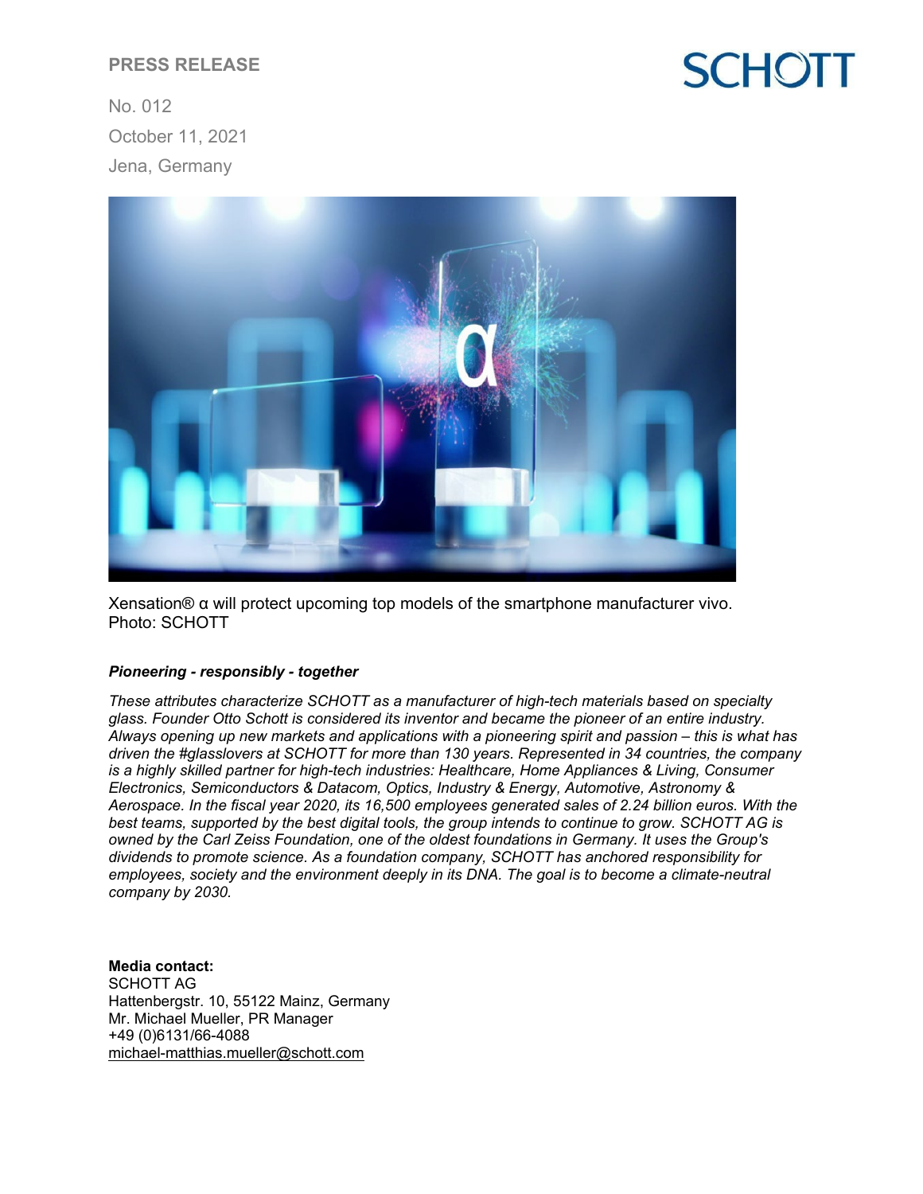Xensation® α will protect upcoming top models of the smartphone manufacturer vivo.
Photo: SCHOTT

***Pioneering - responsibly - together***

*These attributes characterize SCHOTT as a manufacturer of high-tech materials based on specialty glass. Founder Otto Schott is considered its inventor and became the pioneer of an entire industry. Always opening up new markets and applications with a pioneering spirit and passion – this is what has driven the #glasslovers at SCHOTT for more than 130 years. Represented in 34 countries, the company is a highly skilled partner for high-tech industries: Healthcare, Home Appliances & Living, Consumer Electronics, Semiconductors & Datacom, Optics, Industry & Energy, Automotive, Astronomy & Aerospace. In the fiscal year 2020, its 16,500 employees generated sales of 2.24 billion euros. With the best teams, supported by the best digital tools, the group intends to continue to grow. SCHOTT AG is owned by the Carl Zeiss Foundation, one of the oldest foundations in Germany. It uses the Group's dividends to promote science. As a foundation company, SCHOTT has anchored responsibility for employees, society and the environment deeply in its DNA. The goal is to become a climate-neutral company by 2030.*

**Media contact:**
SCHOTT AG
Hattenbergstr. 10, 55122 Mainz, Germany
Mr. Michael Mueller, PR Manager
+49 (0)6131/66-4088
michael-matthias.mueller@schott.com